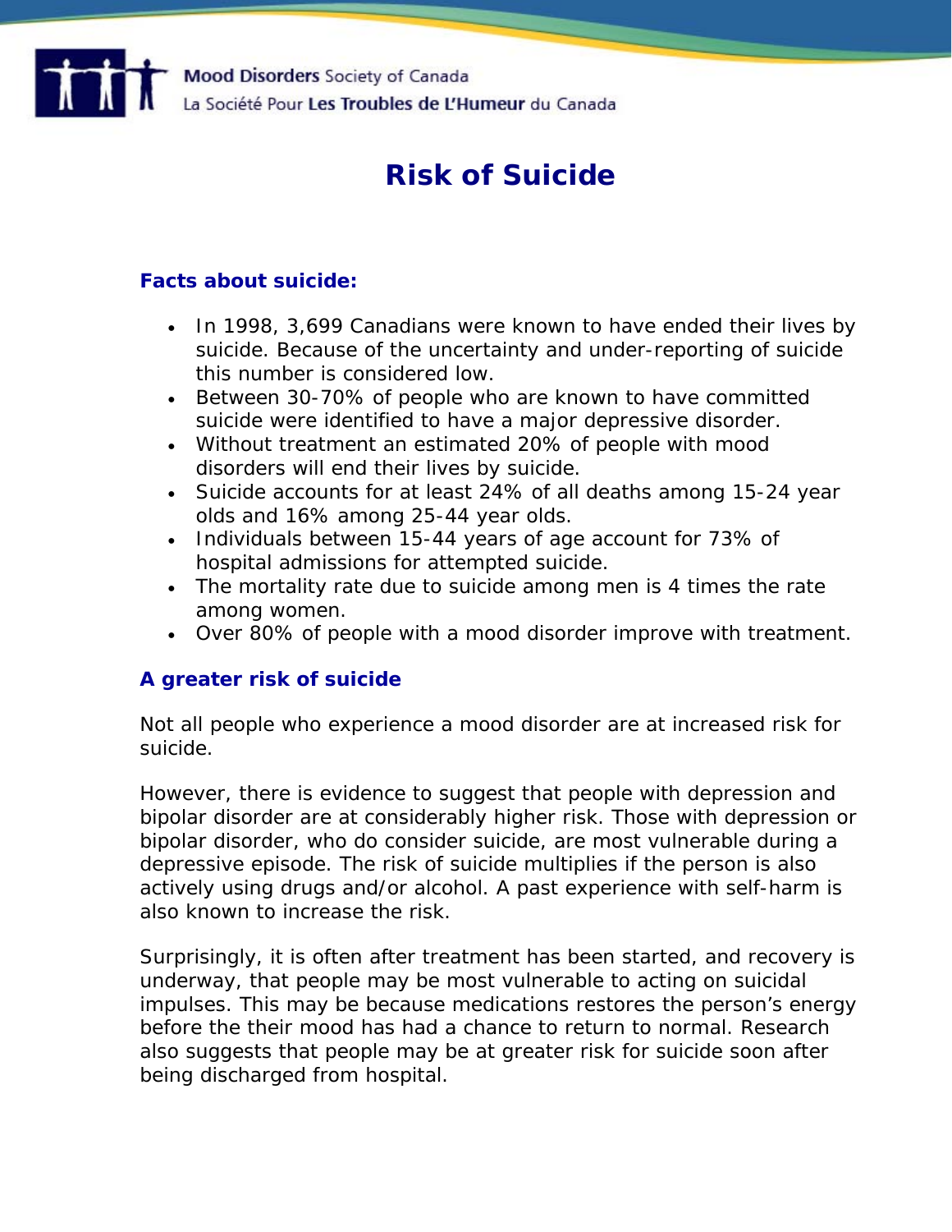Mood Disorders Society of Canada
La Société Pour Les Troubles de L'Humeur du Canada

# Risk of Suicide

### Facts about suicide:

- In 1998, 3,699 Canadians were known to have ended their lives by suicide. Because of the uncertainty and under-reporting of suicide this number is considered low.
- Between 30-70% of people who are known to have committed suicide were identified to have a major depressive disorder.
- Without treatment an estimated 20% of people with mood disorders will end their lives by suicide.
- Suicide accounts for at least 24% of all deaths among 15-24 year olds and 16% among 25-44 year olds.
- Individuals between 15-44 years of age account for 73% of hospital admissions for attempted suicide.
- The mortality rate due to suicide among men is 4 times the rate among women.
- Over 80% of people with a mood disorder improve with treatment.

### A greater risk of suicide

Not all people who experience a mood disorder are at increased risk for suicide.

However, there is evidence to suggest that people with depression and bipolar disorder are at considerably higher risk. Those with depression or bipolar disorder, who do consider suicide, are most vulnerable during a depressive episode. The risk of suicide multiplies if the person is also actively using drugs and/or alcohol. A past experience with self-harm is also known to increase the risk.

Surprisingly, it is often after treatment has been started, and recovery is underway, that people may be most vulnerable to acting on suicidal impulses. This may be because medications restores the person's energy before the their mood has had a chance to return to normal. Research also suggests that people may be at greater risk for suicide soon after being discharged from hospital.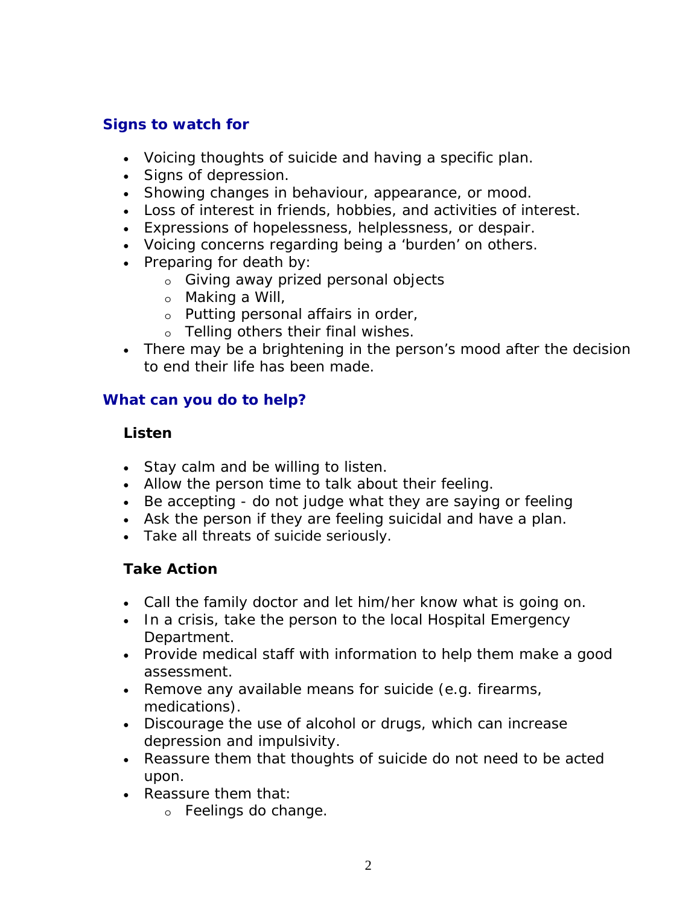## Signs to watch for

- Voicing thoughts of suicide and having a specific plan.
- Signs of depression.
- Showing changes in behaviour, appearance, or mood.
- Loss of interest in friends, hobbies, and activities of interest.
- Expressions of hopelessness, helplessness, or despair.
- Voicing concerns regarding being a 'burden' on others.
- Preparing for death by:
  - Giving away prized personal objects
  - Making a Will,
  - Putting personal affairs in order,
  - Telling others their final wishes.
- There may be a brightening in the person's mood after the decision to end their life has been made.

## What can you do to help?

### Listen

- Stay calm and be willing to listen.
- Allow the person time to talk about their feeling.
- Be accepting - do not judge what they are saying or feeling
- Ask the person if they are feeling suicidal and have a plan.
- Take all threats of suicide seriously.

### Take Action

- Call the family doctor and let him/her know what is going on.
- In a crisis, take the person to the local Hospital Emergency Department.
- Provide medical staff with information to help them make a good assessment.
- Remove any available means for suicide (e.g. firearms, medications).
- Discourage the use of alcohol or drugs, which can increase depression and impulsivity.
- Reassure them that thoughts of suicide do not need to be acted upon.
- Reassure them that:
  - Feelings do change.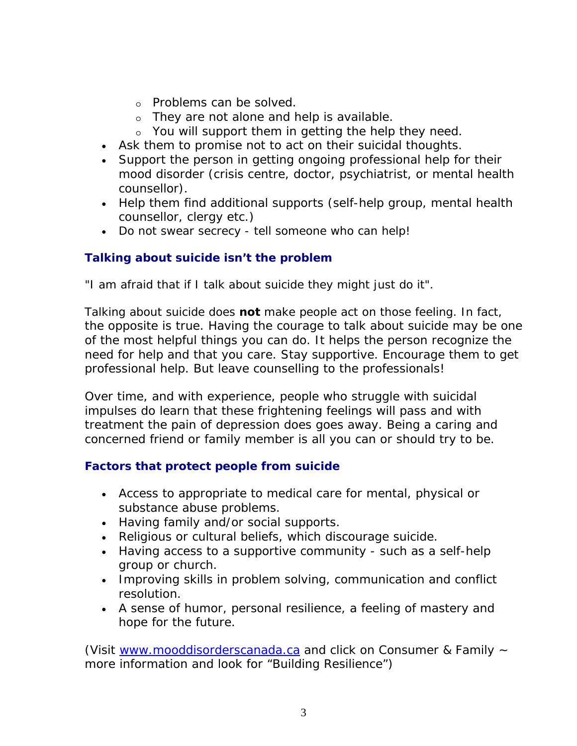- Problems can be solved.
  - They are not alone and help is available.
  - You will support them in getting the help they need.
- Ask them to promise not to act on their suicidal thoughts.
- Support the person in getting ongoing professional help for their mood disorder (crisis centre, doctor, psychiatrist, or mental health counsellor).
- Help them find additional supports (self-help group, mental health counsellor, clergy etc.)
- Do not swear secrecy - tell someone who can help!

### Talking about suicide isn't the problem

"I am afraid that if I talk about suicide they might just do it".

Talking about suicide does **not** make people act on those feeling. In fact, the opposite is true. Having the courage to talk about suicide may be one of the most helpful things you can do. It helps the person recognize the need for help and that you care. Stay supportive. Encourage them to get professional help. But leave counselling to the professionals!

Over time, and with experience, people who struggle with suicidal impulses do learn that these frightening feelings will pass and with treatment the pain of depression does goes away. Being a caring and concerned friend or family member is all you can or should try to be.

### Factors that protect people from suicide

- Access to appropriate to medical care for mental, physical or substance abuse problems.
- Having family and/or social supports.
- Religious or cultural beliefs, which discourage suicide.
- Having access to a supportive community - such as a self-help group or church.
- Improving skills in problem solving, communication and conflict resolution.
- A sense of humor, personal resilience, a feeling of mastery and hope for the future.

(Visit www.mooddisorderscanada.ca and click on Consumer & Family ~ more information and look for "Building Resilience")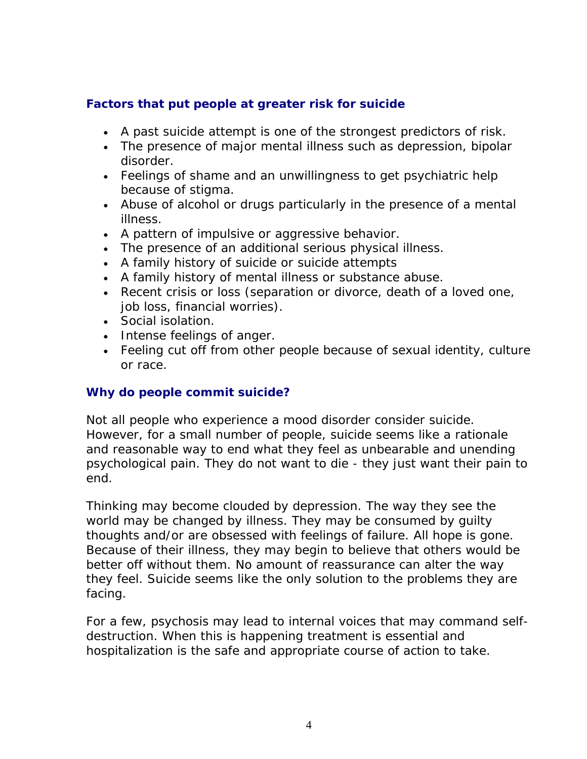### Factors that put people at greater risk for suicide

- A past suicide attempt is one of the strongest predictors of risk.
- The presence of major mental illness such as depression, bipolar disorder.
- Feelings of shame and an unwillingness to get psychiatric help because of stigma.
- Abuse of alcohol or drugs particularly in the presence of a mental illness.
- A pattern of impulsive or aggressive behavior.
- The presence of an additional serious physical illness.
- A family history of suicide or suicide attempts
- A family history of mental illness or substance abuse.
- Recent crisis or loss (separation or divorce, death of a loved one, job loss, financial worries).
- Social isolation.
- Intense feelings of anger.
- Feeling cut off from other people because of sexual identity, culture or race.

### Why do people commit suicide?

Not all people who experience a mood disorder consider suicide. However, for a small number of people, suicide seems like a rationale and reasonable way to end what they feel as unbearable and unending psychological pain. They do not want to die - they just want their pain to end.

Thinking may become clouded by depression. The way they see the world may be changed by illness. They may be consumed by guilty thoughts and/or are obsessed with feelings of failure. All hope is gone. Because of their illness, they may begin to believe that others would be better off without them. No amount of reassurance can alter the way they feel. Suicide seems like the only solution to the problems they are facing.

For a few, psychosis may lead to internal voices that may command self-destruction. When this is happening treatment is essential and hospitalization is the safe and appropriate course of action to take.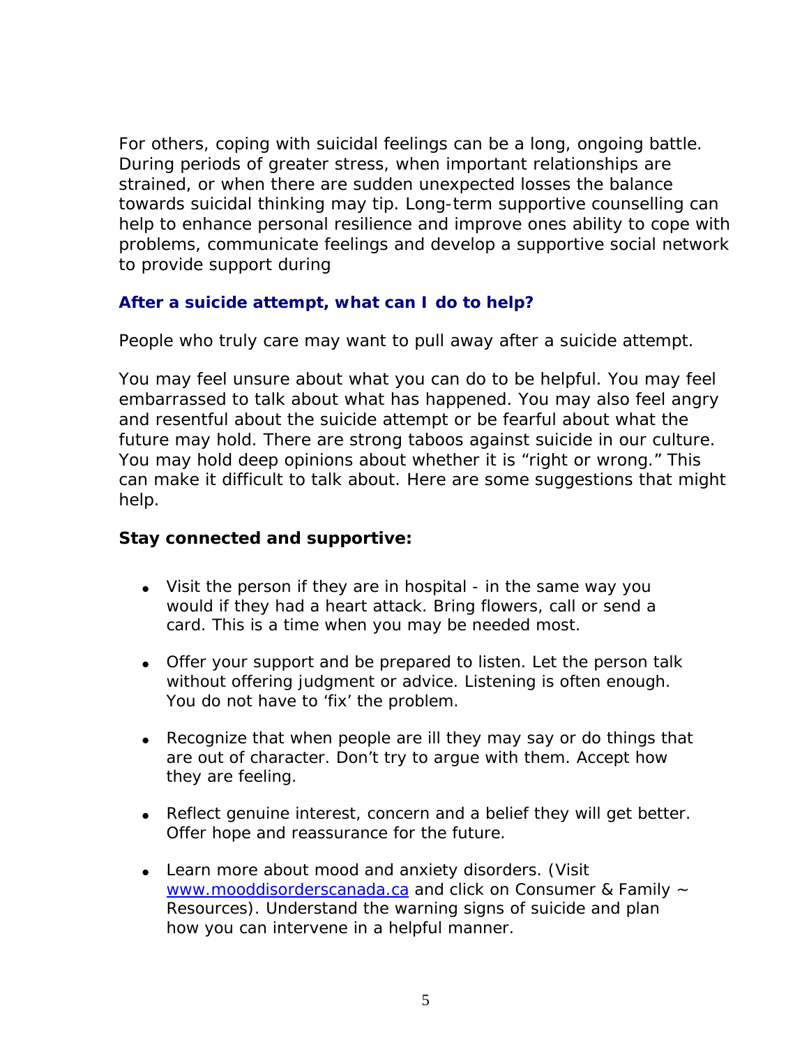For others, coping with suicidal feelings can be a long, ongoing battle. During periods of greater stress, when important relationships are strained, or when there are sudden unexpected losses the balance towards suicidal thinking may tip. Long-term supportive counselling can help to enhance personal resilience and improve ones ability to cope with problems, communicate feelings and develop a supportive social network to provide support during

### After a suicide attempt, what can I do to help?

People who truly care may want to pull away after a suicide attempt.

You may feel unsure about what you can do to be helpful. You may feel embarrassed to talk about what has happened. You may also feel angry and resentful about the suicide attempt or be fearful about what the future may hold. There are strong taboos against suicide in our culture. You may hold deep opinions about whether it is "right or wrong." This can make it difficult to talk about. Here are some suggestions that might help.

**Stay connected and supportive:**

- Visit the person if they are in hospital - in the same way you would if they had a heart attack. Bring flowers, call or send a card. This is a time when you may be needed most.
- Offer your support and be prepared to listen. Let the person talk without offering judgment or advice. Listening is often enough. You do not have to 'fix' the problem.
- Recognize that when people are ill they may say or do things that are out of character. Don't try to argue with them. Accept how they are feeling.
- Reflect genuine interest, concern and a belief they will get better. Offer hope and reassurance for the future.
- Learn more about mood and anxiety disorders. (Visit [www.mooddisorderscanada.ca](http://www.mooddisorderscanada.ca) and click on Consumer & Family ~ Resources). Understand the warning signs of suicide and plan how you can intervene in a helpful manner.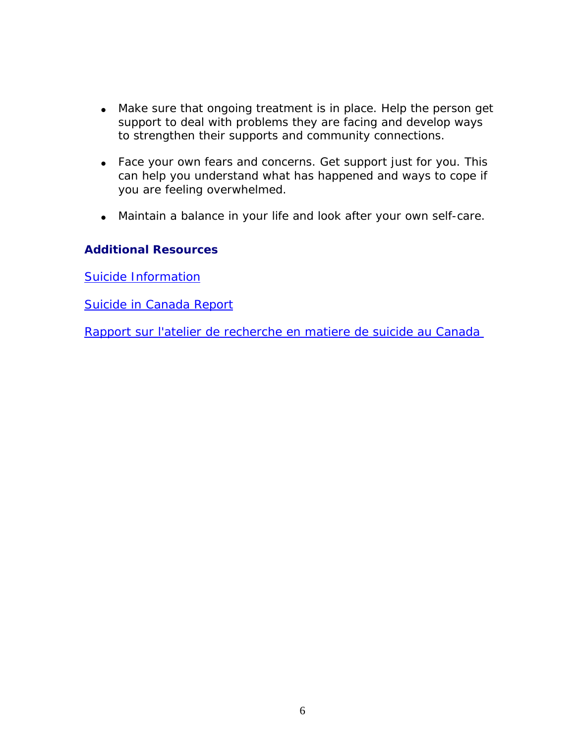- Make sure that ongoing treatment is in place. Help the person get support to deal with problems they are facing and develop ways to strengthen their supports and community connections.

- Face your own fears and concerns. Get support just for you. This can help you understand what has happened and ways to cope if you are feeling overwhelmed.

- Maintain a balance in your life and look after your own self-care.

### Additional Resources

Suicide Information

Suicide in Canada Report

Rapport sur l'atelier de recherche en matiere de suicide au Canada